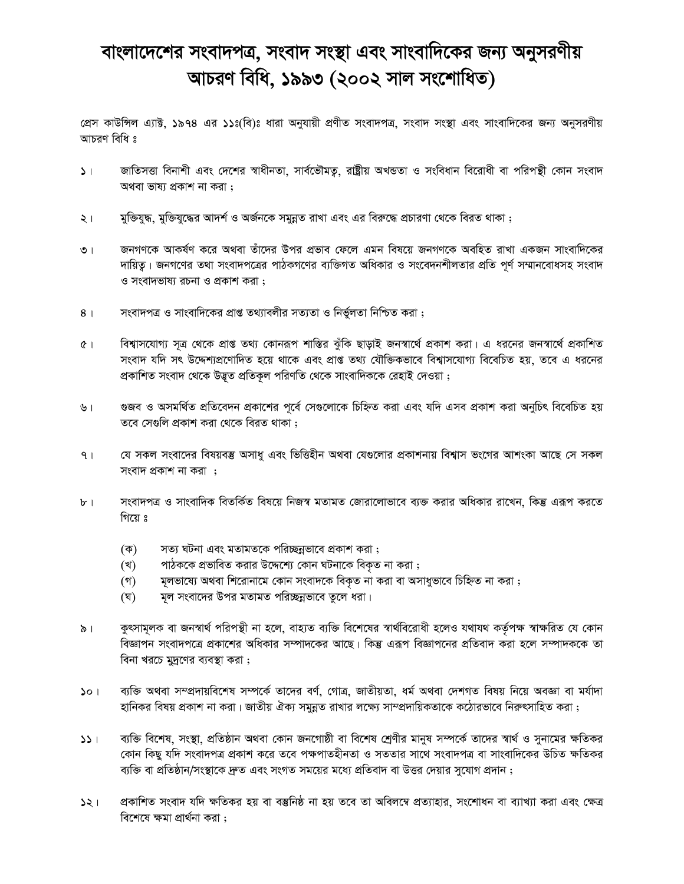# বাংলাদেশের সংবাদপত্র, সংবাদ সংস্থা এবং সাংবাদিকের জন্য অনুসরণীয় আচরণ বিধি, ১৯৯৩ (২০০২ সাল সংশোধিত)

প্রেস কাউন্সিল এ্যাক্ট, ১৯৭৪ এর ১১ঃ(বি)ঃ ধারা অনুযায়ী প্রণীত সংবাদপত্র, সংবাদ সংস্থা এবং সাংবাদিকের জন্য অনুসরণীয় আচরণ বিধি ঃ

১। জাতিসত্তা বিনাশী এবং দেশের স্বাধীনতা, সার্বভৌমত্ব, রাষ্ট্রীয় অখন্ডতা ও সংবিধান বিরোধী বা পরিপন্থী কোন সংবাদ অথবা ভাষ্য প্রকাশ না করা ;

২। মুক্তিযুদ্ধ, মুক্তিযুদ্ধের আদর্শ ও অর্জনকে সমুন্নত রাখা এবং এর বিরুদ্ধে প্রচারণা থেকে বিরত থাকা ;

৩। জনগণকে আকর্ষণ করে অথবা তাঁদের উপর প্রভাব ফেলে এমন বিষয়ে জনগণকে অবহিত রাখা একজন সাংবাদিকের দায়িত্ব। জনগণের তথা সংবাদপত্রের পাঠকগণের ব্যক্তিগত অধিকার ও সংবেদনশীলতার প্রতি পূর্ণ সম্মানবোধসহ সংবাদ ও সংবাদভাষ্য রচনা ও প্রকাশ করা ;

৪। সংবাদপত্র ও সাংবাদিকের প্রাপ্ত তথ্যাবলীর সত্যতা ও নির্ভুলতা নিশ্চিত করা ;

৫। বিশ্বাসযোগ্য সূত্র থেকে প্রাপ্ত তথ্য কোনরূপ শাস্তির ঝুঁকি ছাড়াই জনস্বার্থে প্রকাশ করা। এ ধরনের জনস্বার্থে প্রকাশিত সংবাদ যদি সৎ উদ্দেশ্যপ্রণোদিত হয়ে থাকে এবং প্রাপ্ত তথ্য যৌক্তিকভাবে বিশ্বাসযোগ্য বিবেচিত হয়, তবে এ ধরনের প্রকাশিত সংবাদ থেকে উদ্ভূত প্রতিকূল পরিণতি থেকে সাংবাদিককে রেহাই দেওয়া ;

৬। গুজব ও অসমর্থিত প্রতিবেদন প্রকাশের পূর্বে সেগুলোকে চিহ্নিত করা এবং যদি এসব প্রকাশ করা অনুচিৎ বিবেচিত হয় তবে সেগুলি প্রকাশ করা থেকে বিরত থাকা ;

৭। যে সকল সংবাদের বিষয়বস্তু অসাধু এবং ভিত্তিহীন অথবা যেগুলোর প্রকাশনায় বিশ্বাস ভংগের আশংকা আছে সে সকল সংবাদ প্রকাশ না করা ;

৮। সংবাদপত্র ও সাংবাদিক বিতর্কিত বিষয়ে নিজস্ব মতামত জোরালোভাবে ব্যক্ত করার অধিকার রাখেন, কিন্তু এরূপ করতে গিয়ে ঃ

   (ক) সত্য ঘটনা এবং মতামতকে পরিচ্ছন্নভাবে প্রকাশ করা ;
   (খ) পাঠককে প্রভাবিত করার উদ্দেশ্যে কোন ঘটনাকে বিকৃত না করা ;
   (গ) মূলভাষ্যে অথবা শিরোনামে কোন সংবাদকে বিকৃত না করা বা অসাধুভাবে চিহ্নিত না করা ;
   (ঘ) মূল সংবাদের উপর মতামত পরিচ্ছন্নভাবে তুলে ধরা।

৯। কুৎসামূলক বা জনস্বার্থ পরিপন্থী না হলে, বাহ্যত ব্যক্তি বিশেষের স্বার্থবিরোধী হলেও যথাযথ কর্তৃপক্ষ স্বাক্ষরিত যে কোন বিজ্ঞাপন সংবাদপত্রে প্রকাশের অধিকার সম্পাদকের আছে। কিন্তু এরূপ বিজ্ঞাপনের প্রতিবাদ করা হলে সম্পাদককে তা বিনা খরচে মুদ্রণের ব্যবস্থা করা ;

১০। ব্যক্তি অথবা সম্প্রদায়বিশেষ সম্পর্কে তাদের বর্ণ, গোত্র, জাতীয়তা, ধর্ম অথবা দেশগত বিষয় নিয়ে অবজ্ঞা বা মর্যাদা হানিকর বিষয় প্রকাশ না করা। জাতীয় ঐক্য সমুন্নত রাখার লক্ষ্যে সাম্প্রদায়িকতাকে কঠোরভাবে নিরুৎসাহিত করা ;

১১। ব্যক্তি বিশেষ, সংস্থা, প্রতিষ্ঠান অথবা কোন জনগোষ্ঠী বা বিশেষ শ্রেণীর মানুষ সম্পর্কে তাদের স্বার্থ ও সুনামের ক্ষতিকর কোন কিছু যদি সংবাদপত্র প্রকাশ করে তবে পক্ষপাতহীনতা ও সততার সাথে সংবাদপত্র বা সাংবাদিকের উচিত ক্ষতিকর ব্যক্তি বা প্রতিষ্ঠান/সংস্থাকে দ্রুত এবং সংগত সময়ের মধ্যে প্রতিবাদ বা উত্তর দেয়ার সুযোগ প্রদান ;

১২। প্রকাশিত সংবাদ যদি ক্ষতিকর হয় বা বস্তুনিষ্ঠ না হয় তবে তা অবিলম্বে প্রত্যাহার, সংশোধন বা ব্যাখ্যা করা এবং ক্ষেত্র বিশেষে ক্ষমা প্রার্থনা করা ;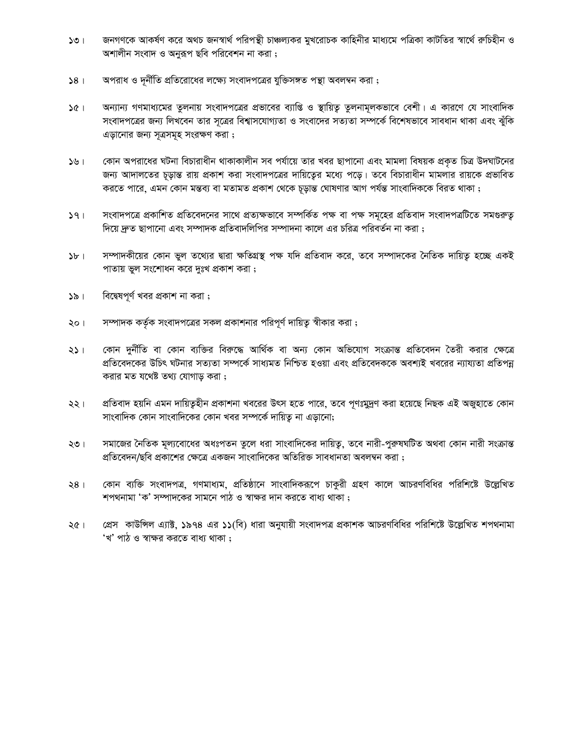১৩। জনগণকে আকর্ষণ করে অথচ জনস্বার্থ পরিপন্থী চাঞ্চল্যকর মুখরোচক কাহিনীর মাধ্যমে পত্রিকা কাটতির স্বার্থে রুচিহীন ও অশালীন সংবাদ ও অনুরূপ ছবি পরিবেশন না করা ;

১৪। অপরাধ ও দূর্নীতি প্রতিরোধের লক্ষ্যে সংবাদপত্রের যুক্তিসঙ্গত পন্থা অবলম্বন করা ;

১৫। অন্যান্য গণমাধ্যমের তুলনায় সংবাদপত্রের প্রভাবের ব্যাপ্তি ও স্থায়িত্ব তুলনামূলকভাবে বেশী। এ কারণে যে সাংবাদিক সংবাদপত্রের জন্য লিখবেন তার সূত্রের বিশ্বাসযোগ্যতা ও সংবাদের সত্যতা সম্পর্কে বিশেষভাবে সাবধান থাকা এবং ঝুঁকি এড়ানোর জন্য সূত্রসমূহ সংরক্ষণ করা ;

১৬। কোন অপরাধের ঘটনা বিচারাধীন থাকাকালীন সব পর্যায়ে তার খবর ছাপানো এবং মামলা বিষয়ক প্রকৃত চিত্র উদঘাটনের জন্য আদালতের চূড়ান্ত রায় প্রকাশ করা সংবাদপত্রের দায়িত্বের মধ্যে পড়ে। তবে বিচারাধীন মামলার রায়কে প্রভাবিত করতে পারে, এমন কোন মন্তব্য বা মতামত প্রকাশ থেকে চূড়ান্ত ঘোষণার আগ পর্যন্ত সাংবাদিককে বিরত থাকা ;

১৭। সংবাদপত্রে প্রকাশিত প্রতিবেদনের সাথে প্রত্যক্ষভাবে সম্পর্কিত পক্ষ বা পক্ষ সমূহের প্রতিবাদ সংবাদপত্রটিতে সমগুরুত্ব দিয়ে দ্রুত ছাপানো এবং সম্পাদক প্রতিবাদলিপির সম্পাদনা কালে এর চরিত্র পরিবর্তন না করা ;

১৮। সম্পাদকীয়ের কোন ভুল তথ্যের দ্বারা ক্ষতিগ্রস্থ পক্ষ যদি প্রতিবাদ করে, তবে সম্পাদকের নৈতিক দায়িত্ব হচ্ছে একই পাতায় ভুল সংশোধন করে দুঃখ প্রকাশ করা ;

১৯। বিদ্বেষপূর্ণ খবর প্রকাশ না করা ;

২০। সম্পাদক কর্তৃক সংবাদপত্রের সকল প্রকাশনার পরিপূর্ণ দায়িত্ব স্বীকার করা ;

২১। কোন দুর্নীতি বা কোন ব্যক্তির বিরুদ্ধে আর্থিক বা অন্য কোন অভিযোগ সংক্রান্ত প্রতিবেদন তৈরী করার ক্ষেত্রে প্রতিবেদকের উচিৎ ঘটনার সত্যতা সম্পর্কে সাধ্যমত নিশ্চিত হওয়া এবং প্রতিবেদককে অবশ্যই খবরের ন্যায্যতা প্রতিপন্ন করার মত যথেষ্ট তথ্য যোগাড় করা ;

২২। প্রতিবাদ হয়নি এমন দায়িত্বহীন প্রকাশনা খবরের উৎস হতে পারে, তবে পূণঃমুদ্রণ করা হয়েছে নিছক এই অজুহাতে কোন সাংবাদিক কোন সাংবাদিকের কোন খবর সম্পর্কে দায়িত্ব না এড়ানো;

২৩। সমাজের নৈতিক মূল্যবোধের অধঃপতন তুলে ধরা সাংবাদিকের দায়িত্ব, তবে নারী-পুরুষঘটিত অথবা কোন নারী সংক্রান্ত প্রতিবেদন/ছবি প্রকাশের ক্ষেত্রে একজন সাংবাদিকের অতিরিক্ত সাবধানতা অবলম্বন করা ;

২৪। কোন ব্যক্তি সংবাদপত্র, গণমাধ্যম, প্রতিষ্ঠানে সাংবাদিকরূপে চাকুরী গ্রহণ কালে আচরণবিধির পরিশিষ্টে উল্লেখিত শপথনামা 'ক' সম্পাদকের সামনে পাঠ ও স্বাক্ষর দান করতে বাধ্য থাকা ;

২৫। প্রেস কাউন্সিল এ্যাক্ট, ১৯৭৪ এর ১১(বি) ধারা অনুযায়ী সংবাদপত্র প্রকাশক আচরণবিধির পরিশিষ্টে উল্লেখিত শপথনামা 'খ' পাঠ ও স্বাক্ষর করতে বাধ্য থাকা ;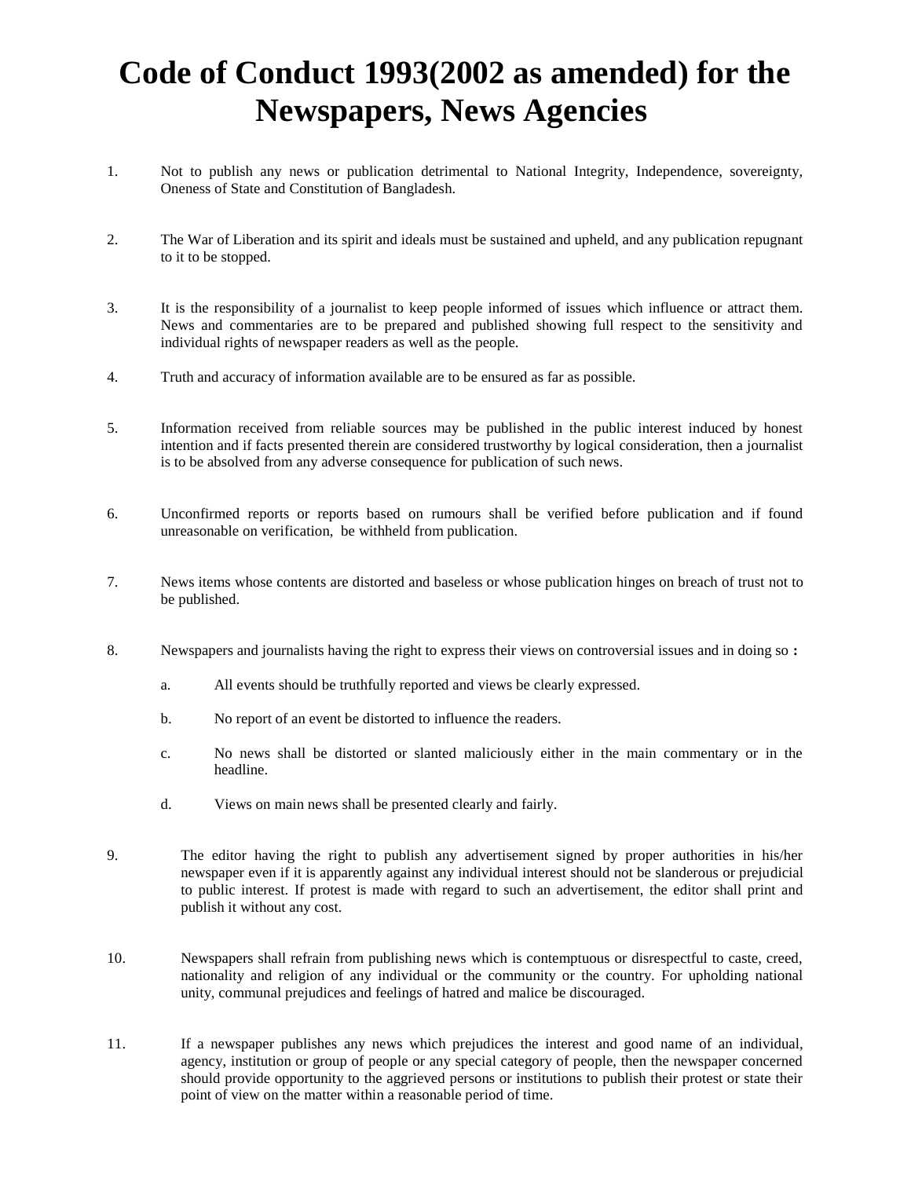# Code of Conduct 1993(2002 as amended) for the Newspapers, News Agencies

1. Not to publish any news or publication detrimental to National Integrity, Independence, sovereignty, Oneness of State and Constitution of Bangladesh.

2. The War of Liberation and its spirit and ideals must be sustained and upheld, and any publication repugnant to it to be stopped.

3. It is the responsibility of a journalist to keep people informed of issues which influence or attract them. News and commentaries are to be prepared and published showing full respect to the sensitivity and individual rights of newspaper readers as well as the people.

4. Truth and accuracy of information available are to be ensured as far as possible.

5. Information received from reliable sources may be published in the public interest induced by honest intention and if facts presented therein are considered trustworthy by logical consideration, then a journalist is to be absolved from any adverse consequence for publication of such news.

6. Unconfirmed reports or reports based on rumours shall be verified before publication and if found unreasonable on verification, be withheld from publication.

7. News items whose contents are distorted and baseless or whose publication hinges on breach of trust not to be published.

8. Newspapers and journalists having the right to express their views on controversial issues and in doing so **:**

   a. All events should be truthfully reported and views be clearly expressed.

   b. No report of an event be distorted to influence the readers.

   c. No news shall be distorted or slanted maliciously either in the main commentary or in the headline.

   d. Views on main news shall be presented clearly and fairly.

9. The editor having the right to publish any advertisement signed by proper authorities in his/her newspaper even if it is apparently against any individual interest should not be slanderous or prejudicial to public interest. If protest is made with regard to such an advertisement, the editor shall print and publish it without any cost.

10. Newspapers shall refrain from publishing news which is contemptuous or disrespectful to caste, creed, nationality and religion of any individual or the community or the country. For upholding national unity, communal prejudices and feelings of hatred and malice be discouraged.

11. If a newspaper publishes any news which prejudices the interest and good name of an individual, agency, institution or group of people or any special category of people, then the newspaper concerned should provide opportunity to the aggrieved persons or institutions to publish their protest or state their point of view on the matter within a reasonable period of time.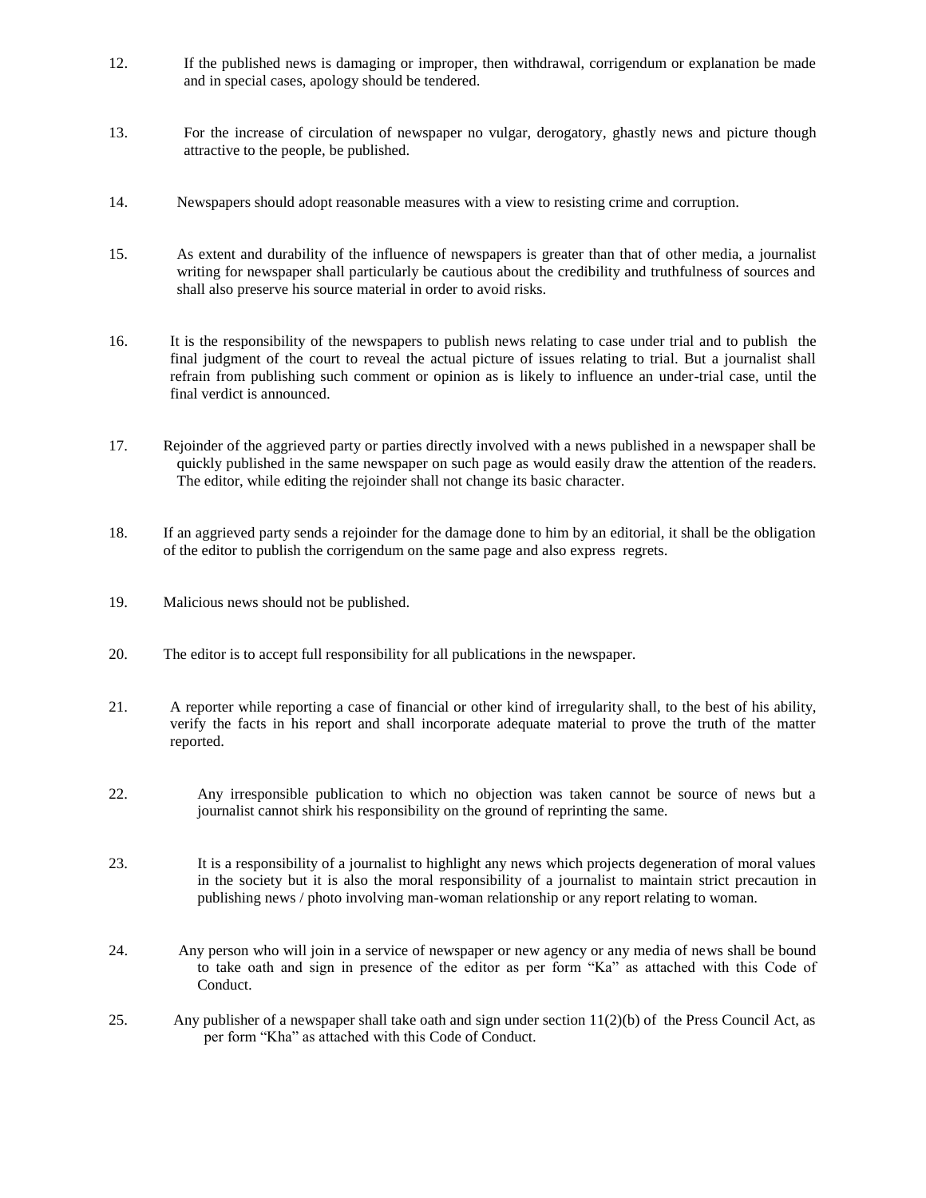12. If the published news is damaging or improper, then withdrawal, corrigendum or explanation be made and in special cases, apology should be tendered.

13. For the increase of circulation of newspaper no vulgar, derogatory, ghastly news and picture though attractive to the people, be published.

14. Newspapers should adopt reasonable measures with a view to resisting crime and corruption.

15. As extent and durability of the influence of newspapers is greater than that of other media, a journalist writing for newspaper shall particularly be cautious about the credibility and truthfulness of sources and shall also preserve his source material in order to avoid risks.

16. It is the responsibility of the newspapers to publish news relating to case under trial and to publish the final judgment of the court to reveal the actual picture of issues relating to trial. But a journalist shall refrain from publishing such comment or opinion as is likely to influence an under-trial case, until the final verdict is announced.

17. Rejoinder of the aggrieved party or parties directly involved with a news published in a newspaper shall be quickly published in the same newspaper on such page as would easily draw the attention of the readers. The editor, while editing the rejoinder shall not change its basic character.

18. If an aggrieved party sends a rejoinder for the damage done to him by an editorial, it shall be the obligation of the editor to publish the corrigendum on the same page and also express regrets.

19. Malicious news should not be published.

20. The editor is to accept full responsibility for all publications in the newspaper.

21. A reporter while reporting a case of financial or other kind of irregularity shall, to the best of his ability, verify the facts in his report and shall incorporate adequate material to prove the truth of the matter reported.

22. Any irresponsible publication to which no objection was taken cannot be source of news but a journalist cannot shirk his responsibility on the ground of reprinting the same.

23. It is a responsibility of a journalist to highlight any news which projects degeneration of moral values in the society but it is also the moral responsibility of a journalist to maintain strict precaution in publishing news / photo involving man-woman relationship or any report relating to woman.

24. Any person who will join in a service of newspaper or new agency or any media of news shall be bound to take oath and sign in presence of the editor as per form "Ka" as attached with this Code of Conduct.

25. Any publisher of a newspaper shall take oath and sign under section 11(2)(b) of the Press Council Act, as per form "Kha" as attached with this Code of Conduct.